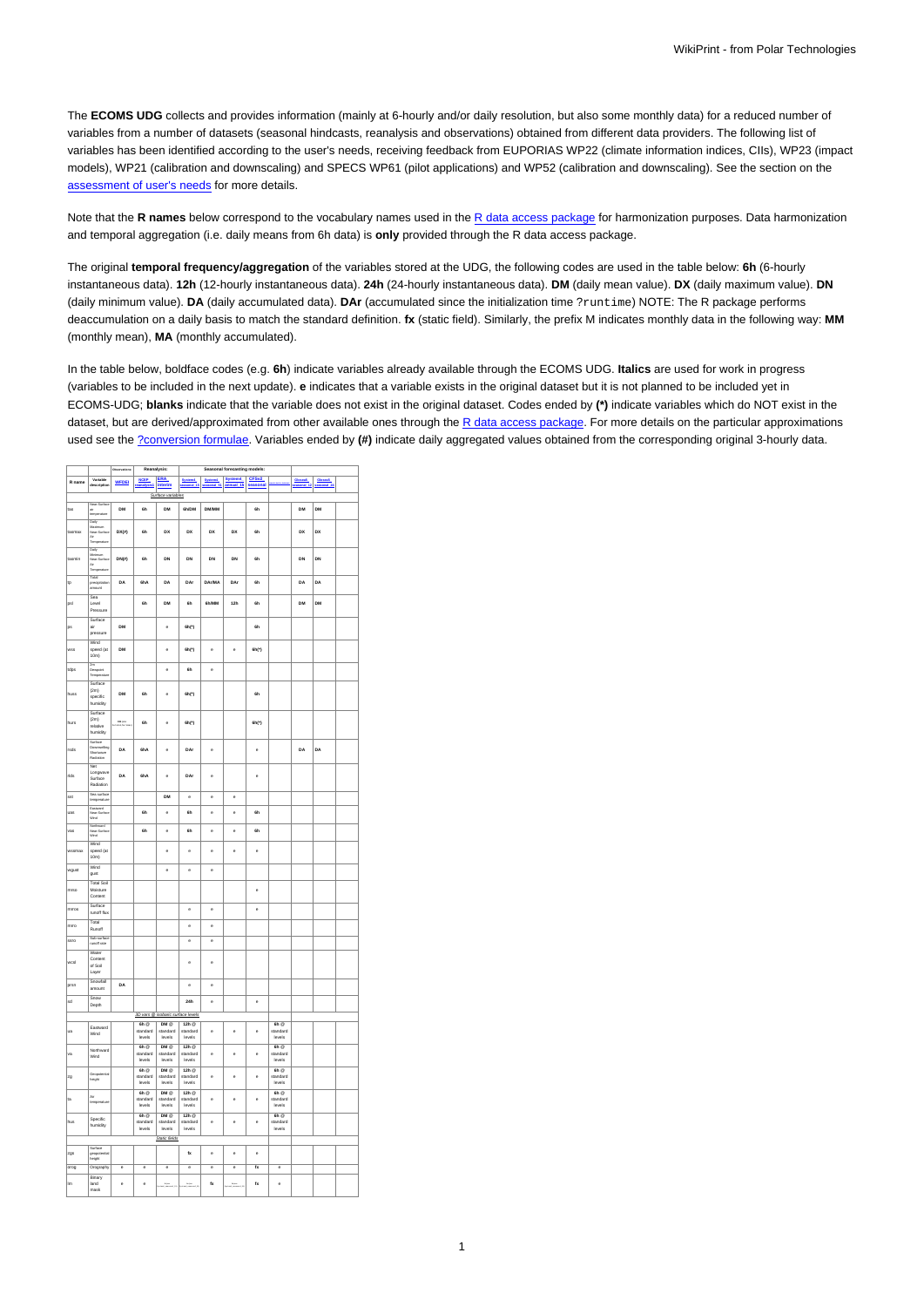The **ECOMS UDG** collects and provides information (mainly at 6-hourly and/or daily resolution, but also some monthly data) for a reduced number of variables from a number of datasets (seasonal hindcasts, reanalysis and observations) obtained from different data providers. The following list of variables has been identified according to the user's needs, receiving feedback from EUPORIAS WP22 (climate information indices, CIIs), WP23 (impact models), WP21 (calibration and downscaling) and SPECS WP61 (pilot applications) and WP52 (calibration and downscaling). See the section on the assessment of user's needs for more details.

Note that the **R names** below correspond to the vocabulary names used in the R data access package for harmonization purposes. Data harmonization and temporal aggregation (i.e. daily means from 6h data) is **only** provided through the R data access package.

The original **temporal frequency/aggregation** of the variables stored at the UDG, the following codes are used in the table below: **6h** (6-hourly instantaneous data). **12h** (12-hourly instantaneous data). **24h** (24-hourly instantaneous data). **DM** (daily mean value). **DX** (daily maximum value). **DN** (daily minimum value). **DA** (daily accumulated data). **DAr** (accumulated since the initialization time `?runtime`) NOTE: The R package performs deaccumulation on a daily basis to match the standard definition. **fx** (static field). Similarly, the prefix M indicates monthly data in the following way: **MM** (monthly mean), **MA** (monthly accumulated).

In the table below, boldface codes (e.g. **6h**) indicate variables already available through the ECOMS UDG. **Italics** are used for work in progress (variables to be included in the next update). **e** indicates that a variable exists in the original dataset but it is not planned to be included yet in ECOMS-UDG; **blanks** indicate that the variable does not exist in the original dataset. Codes ended by **(\*)** indicate variables which do NOT exist in the dataset, but are derived/approximated from other available ones through the R data access package. For more details on the particular approximations used see the ?conversion formulae. Variables ended by **(#)** indicate daily aggregated values obtained from the corresponding original 3-hourly data.

| | | Observations | Reanalysis: | | Seasonal forecasting models: | | | | | | | |
|---|---|---|---|---|---|---|---|---|---|---|---|---|
| R name | Variable description | WFDEI | NCEP reanalysis1 | ERA-Interim | System4 seasonal 15 | System4 seasonal 51 | System4 annual 15 | CFSv2 seasonal | | Glosea5 seasonal 12 | Glosea5 seasonal 24 | |
| | | | | *Surface variables* | | | | | | | | |
| tas | Near Surface air temperature | **DM** | **6h** | **DM** | **6h/DM** | **DM/MM** | | **6h** | | **DM** | **DM** | |
| tasmax | Daily Maximum Near Surface Air Temperature | **DX(#)** | **6h** | **DX** | **DX** | **DX** | **DX** | **6h** | | **DX** | **DX** | |
| tasmin | Daily Minimum Near Surface Air Temperature | **DN(#)** | **6h** | **DN** | **DN** | **DN** | **DN** | **6h** | | **DN** | **DN** | |
| tp | Total precipitation amount | **DA** | **6hA** | **DA** | **DAr** | **DAr/MA** | **DAr** | **6h** | | **DA** | **DA** | |
| psl | Sea Level Pressure | | **6h** | **DM** | **6h** | **6h/MM** | **12h** | **6h** | | **DM** | **DM** | |
| ps | Surface air pressure | **DM** | | e | **6h(\*)** | | | **6h** | | | | |
| wss | Wind speed (at 10m) | **DM** | | e | **6h(\*)** | e | e | **6h(\*)** | | | | |
| tdps | 2m Dewpoint Temperature | | | e | **6h** | e | | | | | | |
| huss | Surface (2m) specific humidity | **DM** | **6h** | e | **6h(\*)** | | | **6h** | | | | |
| hurs | Surface (2m) relative humidity | **DM** | **6h** | e | **6h(\*)** | | | **6h(\*)** | | | | |
| rsds | Surface Downwelling Shortwave Radiation | **DA** | **6hA** | e | **DAr** | e | | e | | **DA** | **DA** | |
| rlds | Net Longwave Surface Radiation | **DA** | **6hA** | e | **DAr** | e | | e | | | | |
| sst | Sea surface temperature | | | **DM** | e | e | e | | | | | |
| uas | Eastward Near-Surface Wind | | **6h** | e | **6h** | e | e | **6h** | | | | |
| vas | Northward Near-Surface Wind | | **6h** | e | **6h** | e | e | **6h** | | | | |
| wssmax | Wind speed (at 10m) | | | e | e | e | e | e | | | | |
| wsgust | Wind gust | | | e | e | e | | | | | | |
| mrso | Total Soil Moisture Content | | | | | | | e | | | | |
| mrros | Surface runoff flux | | | | e | e | | e | | | | |
| mrro | Total Runoff | | | | e | e | | | | | | |
| ssro | Sub-surface runoff rate | | | | e | e | | | | | | |
| wcsl | Water Content of Soil Layer | | | | e | e | | | | | | |
| prsn | Snowfall amount | **DA** | | | e | e | | | | | | |
| sd | Snow Depth | | | | **24h** | e | | e | | | | |
| | | | | *3D vars @ isobaric surface levels* | | | | | | | | |
| ua | Eastward Wind | | **6h @ standard levels** | **DM @ standard levels** | **12h @ standard levels** | e | e | e | **6h @ standard levels** | | | |
| va | Northward Wind | | **6h @ standard levels** | **DM @ standard levels** | **12h @ standard levels** | e | e | e | **6h @ standard levels** | | | |
| zg | Geopotential height | | **6h @ standard levels** | **DM @ standard levels** | **12h @ standard levels** | e | e | e | **6h @ standard levels** | | | |
| ta | Air temperature | | **6h @ standard levels** | **DM @ standard levels** | **12h @ standard levels** | e | e | e | **6h @ standard levels** | | | |
| hus | Specific humidity | | **6h @ standard levels** | **DM @ standard levels** | **12h @ standard levels** | e | e | e | **6h @ standard levels** | | | |
| | | | | *Static fields* | | | | | | | | |
| zgs | Surface geopotential height | | | | **fx** | e | e | e | | | | |
| orog | Orography | e | e | e | e | e | e | **fx** | e | | | |
| lm | Binary land mask | e | e | | | **fx** | | **fx** | e | | | |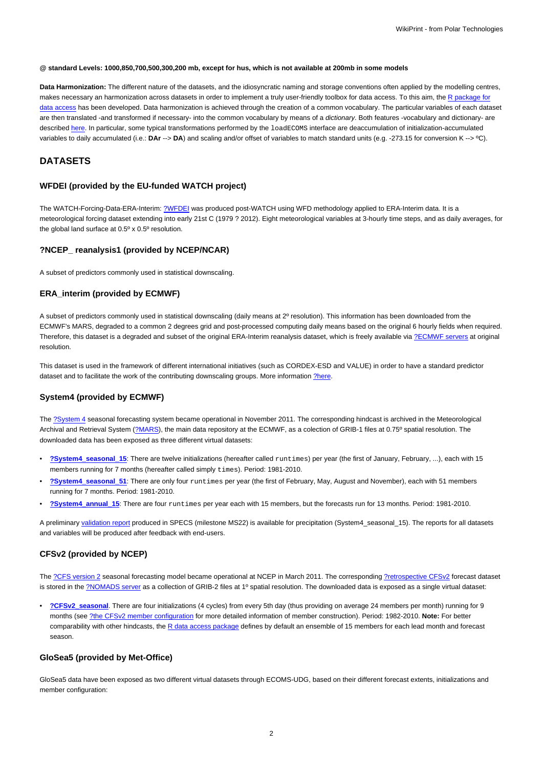**@ standard Levels: 1000,850,700,500,300,200 mb, except for hus, which is not available at 200mb in some models**

**Data Harmonization:** The different nature of the datasets, and the idiosyncratic naming and storage conventions often applied by the modelling centres, makes necessary an harmonization across datasets in order to implement a truly user-friendly toolbox for data access. To this aim, the R package for data access has been developed. Data harmonization is achieved through the creation of a common vocabulary. The particular variables of each dataset are then translated -and transformed if necessary- into the common vocabulary by means of a *dictionary*. Both features -vocabulary and dictionary- are described here. In particular, some typical transformations performed by the `loadECOMS` interface are deaccumulation of initialization-accumulated variables to daily accumulated (i.e.: **DAr** --> **DA**) and scaling and/or offset of variables to match standard units (e.g. -273.15 for conversion K --> ºC).

## DATASETS

### WFDEI (provided by the EU-funded WATCH project)

The WATCH-Forcing-Data-ERA-Interim: ?WFDEI was produced post-WATCH using WFD methodology applied to ERA-Interim data. It is a meteorological forcing dataset extending into early 21st C (1979 ? 2012). Eight meteorological variables at 3-hourly time steps, and as daily averages, for the global land surface at 0.5º x 0.5º resolution.

### ?NCEP_ reanalysis1 (provided by NCEP/NCAR)

A subset of predictors commonly used in statistical downscaling.

### ERA_interim (provided by ECMWF)

A subset of predictors commonly used in statistical downscaling (daily means at 2º resolution). This information has been downloaded from the ECMWF's MARS, degraded to a common 2 degrees grid and post-processed computing daily means based on the original 6 hourly fields when required. Therefore, this dataset is a degraded and subset of the original ERA-Interim reanalysis dataset, which is freely available via ?ECMWF servers at original resolution.

This dataset is used in the framework of different international initiatives (such as CORDEX-ESD and VALUE) in order to have a standard predictor dataset and to facilitate the work of the contributing downscaling groups. More information ?here.

### System4 (provided by ECMWF)

The ?System 4 seasonal forecasting system became operational in November 2011. The corresponding hindcast is archived in the Meteorological Archival and Retrieval System (?MARS), the main data repository at the ECMWF, as a colection of GRIB-1 files at 0.75º spatial resolution. The downloaded data has been exposed as three different virtual datasets:

- **?System4_seasonal_15**: There are twelve initializations (hereafter called `runtimes`) per year (the first of January, February, ...), each with 15 members running for 7 months (hereafter called simply `times`). Period: 1981-2010.
- **?System4_seasonal_51**: There are only four `runtimes` per year (the first of February, May, August and November), each with 51 members running for 7 months. Period: 1981-2010.
- **?System4_annual_15**: There are four `runtimes` per year each with 15 members, but the forecasts run for 13 months. Period: 1981-2010.

A preliminary validation report produced in SPECS (milestone MS22) is available for precipitation (System4_seasonal_15). The reports for all datasets and variables will be produced after feedback with end-users.

### CFSv2 (provided by NCEP)

The ?CFS version 2 seasonal forecasting model became operational at NCEP in March 2011. The corresponding ?retrospective CFSv2 forecast dataset is stored in the ?NOMADS server as a collection of GRIB-2 files at 1º spatial resolution. The downloaded data is exposed as a single virtual dataset:

- **?CFSv2_seasonal**. There are four initializations (4 cycles) from every 5th day (thus providing on average 24 members per month) running for 9 months (see ?the CFSv2 member configuration for more detailed information of member construction). Period: 1982-2010. **Note:** For better comparability with other hindcasts, the R data access package defines by default an ensemble of 15 members for each lead month and forecast season.

### GloSea5 (provided by Met-Office)

GloSea5 data have been exposed as two different virtual datasets through ECOMS-UDG, based on their different forecast extents, initializations and member configuration: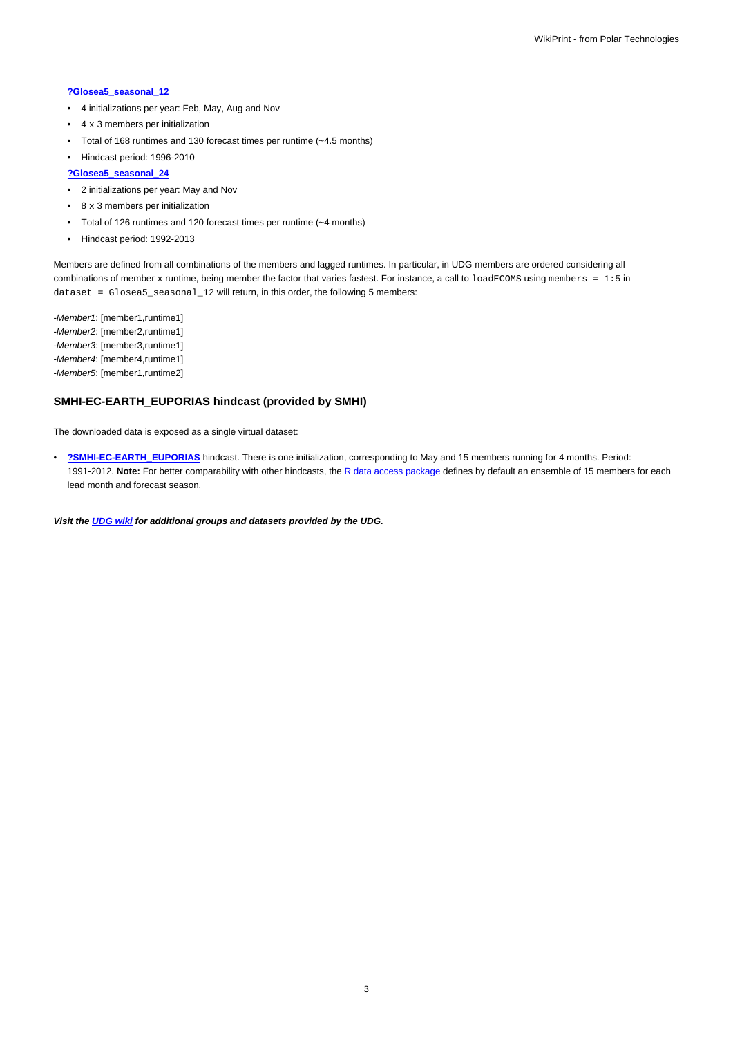**?Glosea5_seasonal_12**

- 4 initializations per year: Feb, May, Aug and Nov
- 4 x 3 members per initialization
- Total of 168 runtimes and 130 forecast times per runtime (~4.5 months)
- Hindcast period: 1996-2010

**?Glosea5_seasonal_24**

- 2 initializations per year: May and Nov
- 8 x 3 members per initialization
- Total of 126 runtimes and 120 forecast times per runtime (~4 months)
- Hindcast period: 1992-2013

Members are defined from all combinations of the members and lagged runtimes. In particular, in UDG members are ordered considering all combinations of member x runtime, being member the factor that varies fastest. For instance, a call to `loadECOMS` using `members = 1:5` in `dataset = Glosea5_seasonal_12` will return, in this order, the following 5 members:

-*Member1*: [member1,runtime1]
-*Member2*: [member2,runtime1]
-*Member3*: [member3,runtime1]
-*Member4*: [member4,runtime1]
-*Member5*: [member1,runtime2]

### SMHI-EC-EARTH_EUPORIAS hindcast (provided by SMHI)

The downloaded data is exposed as a single virtual dataset:

- **?SMHI-EC-EARTH_EUPORIAS** hindcast. There is one initialization, corresponding to May and 15 members running for 4 months. Period: 1991-2012. **Note:** For better comparability with other hindcasts, the R data access package defines by default an ensemble of 15 members for each lead month and forecast season.

---

***Visit the UDG wiki for additional groups and datasets provided by the UDG.***

---